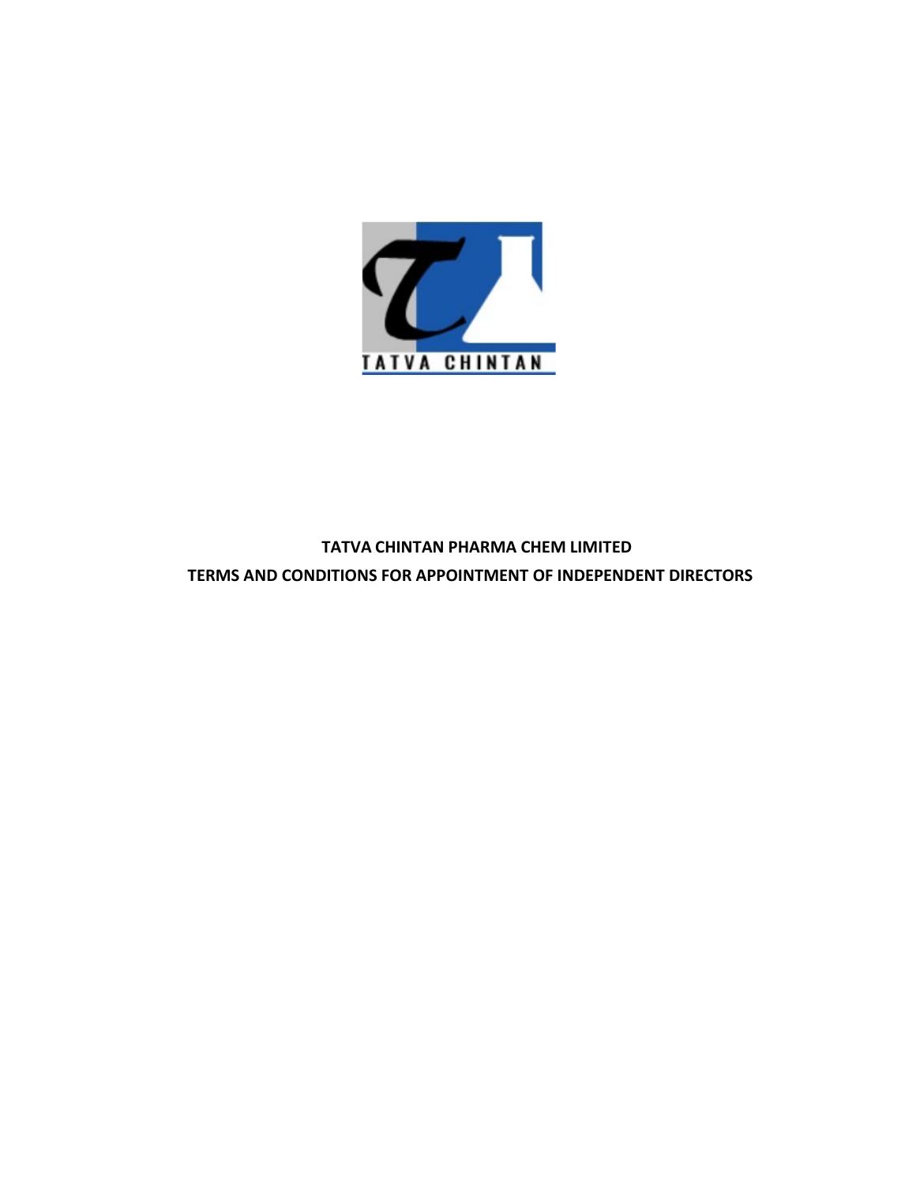# TATVA CHINTAN PHARMA CHEM LIMITED

## TERMS AND CONDITIONS FOR APPOINTMENT OF INDEPENDENT DIRECTORS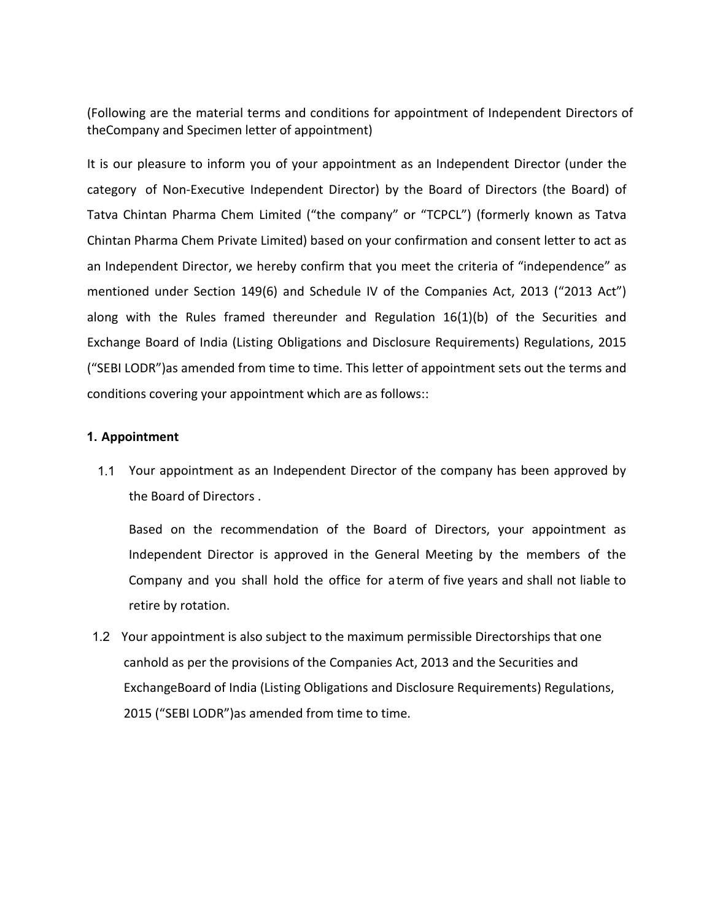(Following are the material terms and conditions for appointment of Independent Directors of theCompany and Specimen letter of appointment)

It is our pleasure to inform you of your appointment as an Independent Director (under the category of Non-Executive Independent Director) by the Board of Directors (the Board) of Tatva Chintan Pharma Chem Limited ("the company" or "TCPCL") (formerly known as Tatva Chintan Pharma Chem Private Limited) based on your confirmation and consent letter to act as an Independent Director, we hereby confirm that you meet the criteria of "independence" as mentioned under Section 149(6) and Schedule IV of the Companies Act, 2013 ("2013 Act") along with the Rules framed thereunder and Regulation 16(1)(b) of the Securities and Exchange Board of India (Listing Obligations and Disclosure Requirements) Regulations, 2015 ("SEBI LODR")as amended from time to time. This letter of appointment sets out the terms and conditions covering your appointment which are as follows::

**1. Appointment**

1.1 Your appointment as an Independent Director of the company has been approved by the Board of Directors .

Based on the recommendation of the Board of Directors, your appointment as Independent Director is approved in the General Meeting by the members of the Company and you shall hold the office for a term of five years and shall not liable to retire by rotation.

1.2 Your appointment is also subject to the maximum permissible Directorships that one canhold as per the provisions of the Companies Act, 2013 and the Securities and ExchangeBoard of India (Listing Obligations and Disclosure Requirements) Regulations, 2015 ("SEBI LODR")as amended from time to time.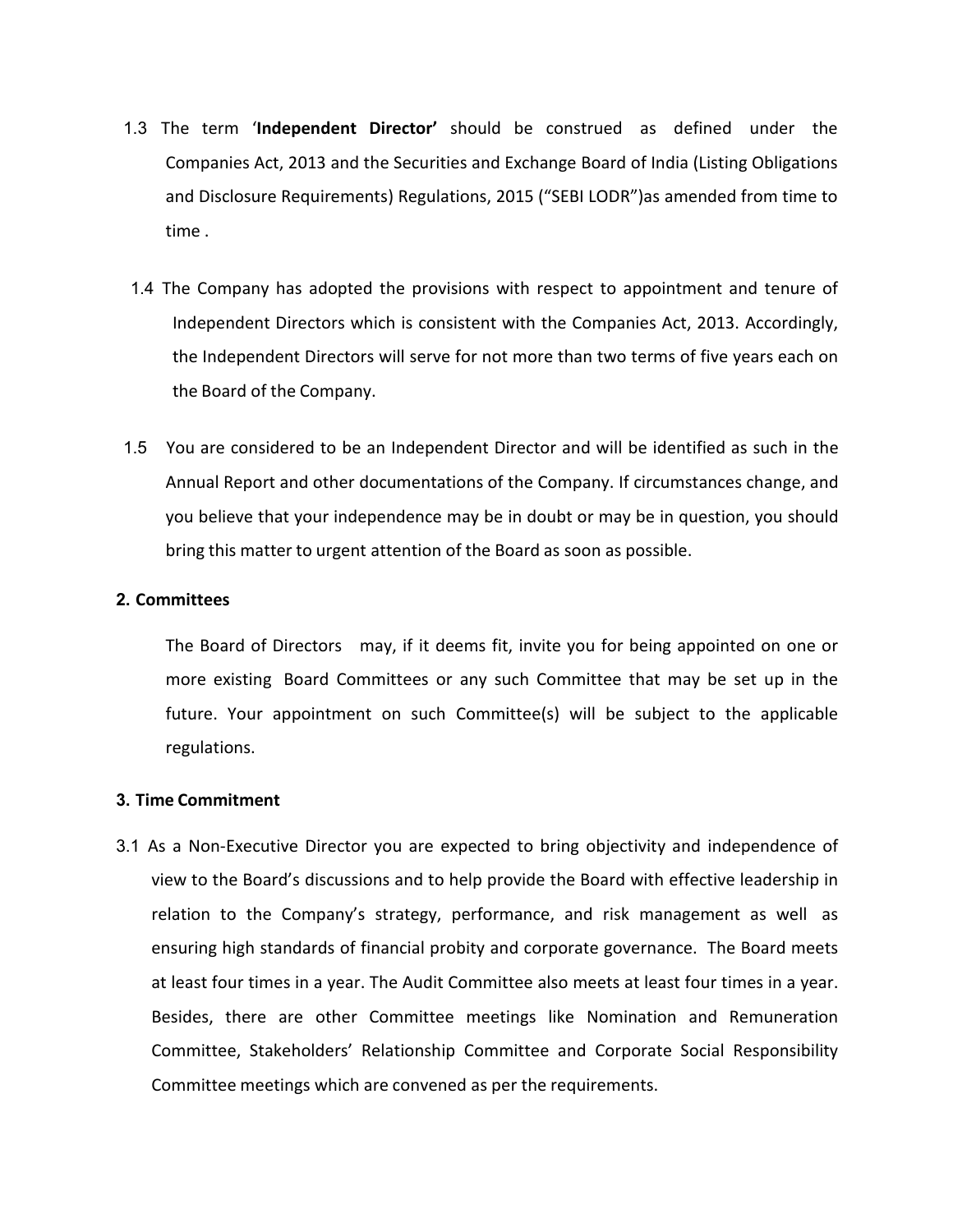1.3 The term '**Independent Director'** should be construed as defined under the Companies Act, 2013 and the Securities and Exchange Board of India (Listing Obligations and Disclosure Requirements) Regulations, 2015 ("SEBI LODR")as amended from time to time .

1.4 The Company has adopted the provisions with respect to appointment and tenure of Independent Directors which is consistent with the Companies Act, 2013. Accordingly, the Independent Directors will serve for not more than two terms of five years each on the Board of the Company.

1.5 You are considered to be an Independent Director and will be identified as such in the Annual Report and other documentations of the Company. If circumstances change, and you believe that your independence may be in doubt or may be in question, you should bring this matter to urgent attention of the Board as soon as possible.

**2. Committees**

The Board of Directors may, if it deems fit, invite you for being appointed on one or more existing Board Committees or any such Committee that may be set up in the future. Your appointment on such Committee(s) will be subject to the applicable regulations.

**3. Time Commitment**

3.1 As a Non-Executive Director you are expected to bring objectivity and independence of view to the Board's discussions and to help provide the Board with effective leadership in relation to the Company's strategy, performance, and risk management as well as ensuring high standards of financial probity and corporate governance. The Board meets at least four times in a year. The Audit Committee also meets at least four times in a year. Besides, there are other Committee meetings like Nomination and Remuneration Committee, Stakeholders' Relationship Committee and Corporate Social Responsibility Committee meetings which are convened as per the requirements.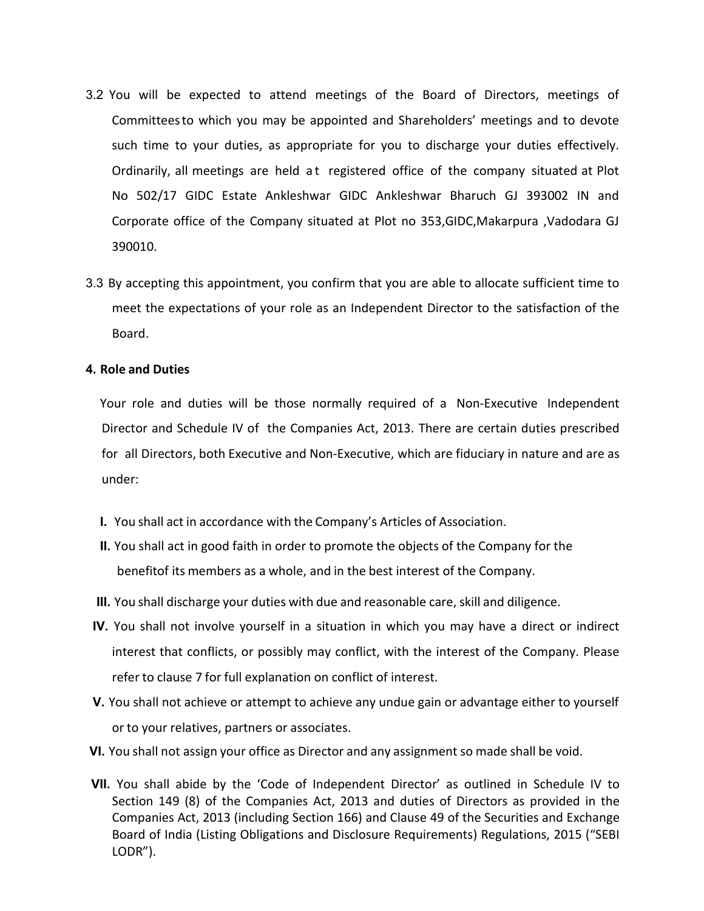3.2 You will be expected to attend meetings of the Board of Directors, meetings of Committees to which you may be appointed and Shareholders' meetings and to devote such time to your duties, as appropriate for you to discharge your duties effectively. Ordinarily, all meetings are held at registered office of the company situated at Plot No 502/17 GIDC Estate Ankleshwar GIDC Ankleshwar Bharuch GJ 393002 IN and Corporate office of the Company situated at Plot no 353,GIDC,Makarpura ,Vadodara GJ 390010.

3.3 By accepting this appointment, you confirm that you are able to allocate sufficient time to meet the expectations of your role as an Independent Director to the satisfaction of the Board.

**4. Role and Duties**

Your role and duties will be those normally required of a Non-Executive Independent Director and Schedule IV of the Companies Act, 2013. There are certain duties prescribed for all Directors, both Executive and Non-Executive, which are fiduciary in nature and are as under:

**I.** You shall act in accordance with the Company's Articles of Association.

**II.** You shall act in good faith in order to promote the objects of the Company for the benefitof its members as a whole, and in the best interest of the Company.

**III.** You shall discharge your duties with due and reasonable care, skill and diligence.

**IV.** You shall not involve yourself in a situation in which you may have a direct or indirect interest that conflicts, or possibly may conflict, with the interest of the Company. Please refer to clause 7 for full explanation on conflict of interest.

**V.** You shall not achieve or attempt to achieve any undue gain or advantage either to yourself or to your relatives, partners or associates.

**VI.** You shall not assign your office as Director and any assignment so made shall be void.

**VII.** You shall abide by the 'Code of Independent Director' as outlined in Schedule IV to Section 149 (8) of the Companies Act, 2013 and duties of Directors as provided in the Companies Act, 2013 (including Section 166) and Clause 49 of the Securities and Exchange Board of India (Listing Obligations and Disclosure Requirements) Regulations, 2015 ("SEBI LODR").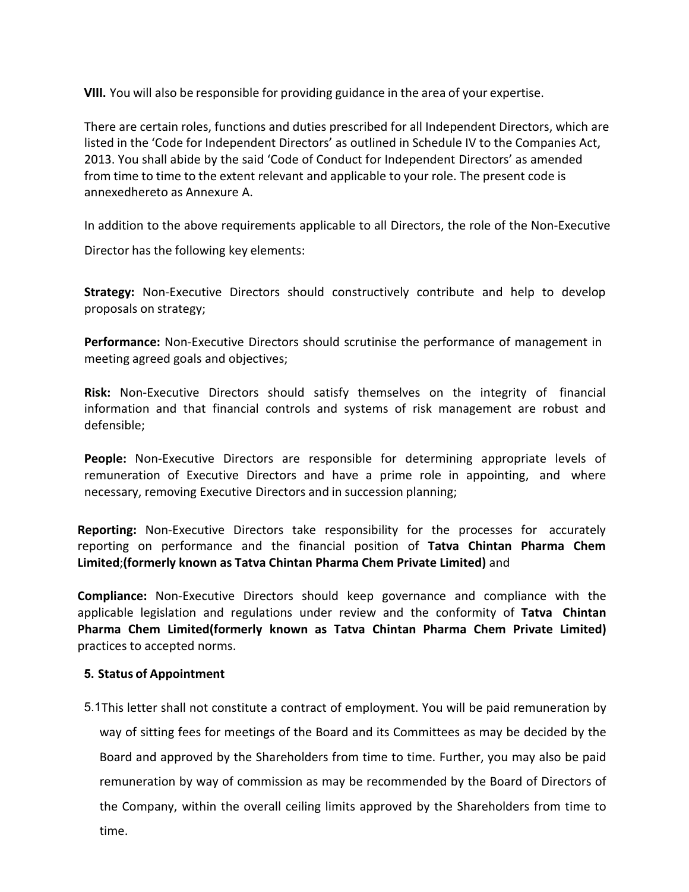**VIII.** You will also be responsible for providing guidance in the area of your expertise.

There are certain roles, functions and duties prescribed for all Independent Directors, which are listed in the 'Code for Independent Directors' as outlined in Schedule IV to the Companies Act, 2013. You shall abide by the said 'Code of Conduct for Independent Directors' as amended from time to time to the extent relevant and applicable to your role. The present code is annexedhereto as Annexure A.

In addition to the above requirements applicable to all Directors, the role of the Non-Executive Director has the following key elements:

**Strategy:** Non-Executive Directors should constructively contribute and help to develop proposals on strategy;

**Performance:** Non-Executive Directors should scrutinise the performance of management in meeting agreed goals and objectives;

**Risk:** Non-Executive Directors should satisfy themselves on the integrity of financial information and that financial controls and systems of risk management are robust and defensible;

**People:** Non-Executive Directors are responsible for determining appropriate levels of remuneration of Executive Directors and have a prime role in appointing, and where necessary, removing Executive Directors and in succession planning;

**Reporting:** Non-Executive Directors take responsibility for the processes for accurately reporting on performance and the financial position of **Tatva Chintan Pharma Chem Limited**;**(formerly known as Tatva Chintan Pharma Chem Private Limited)** and

**Compliance:** Non-Executive Directors should keep governance and compliance with the applicable legislation and regulations under review and the conformity of **Tatva Chintan Pharma Chem Limited(formerly known as Tatva Chintan Pharma Chem Private Limited)** practices to accepted norms.

**5. Status of Appointment**

5.1This letter shall not constitute a contract of employment. You will be paid remuneration by way of sitting fees for meetings of the Board and its Committees as may be decided by the Board and approved by the Shareholders from time to time. Further, you may also be paid remuneration by way of commission as may be recommended by the Board of Directors of the Company, within the overall ceiling limits approved by the Shareholders from time to time.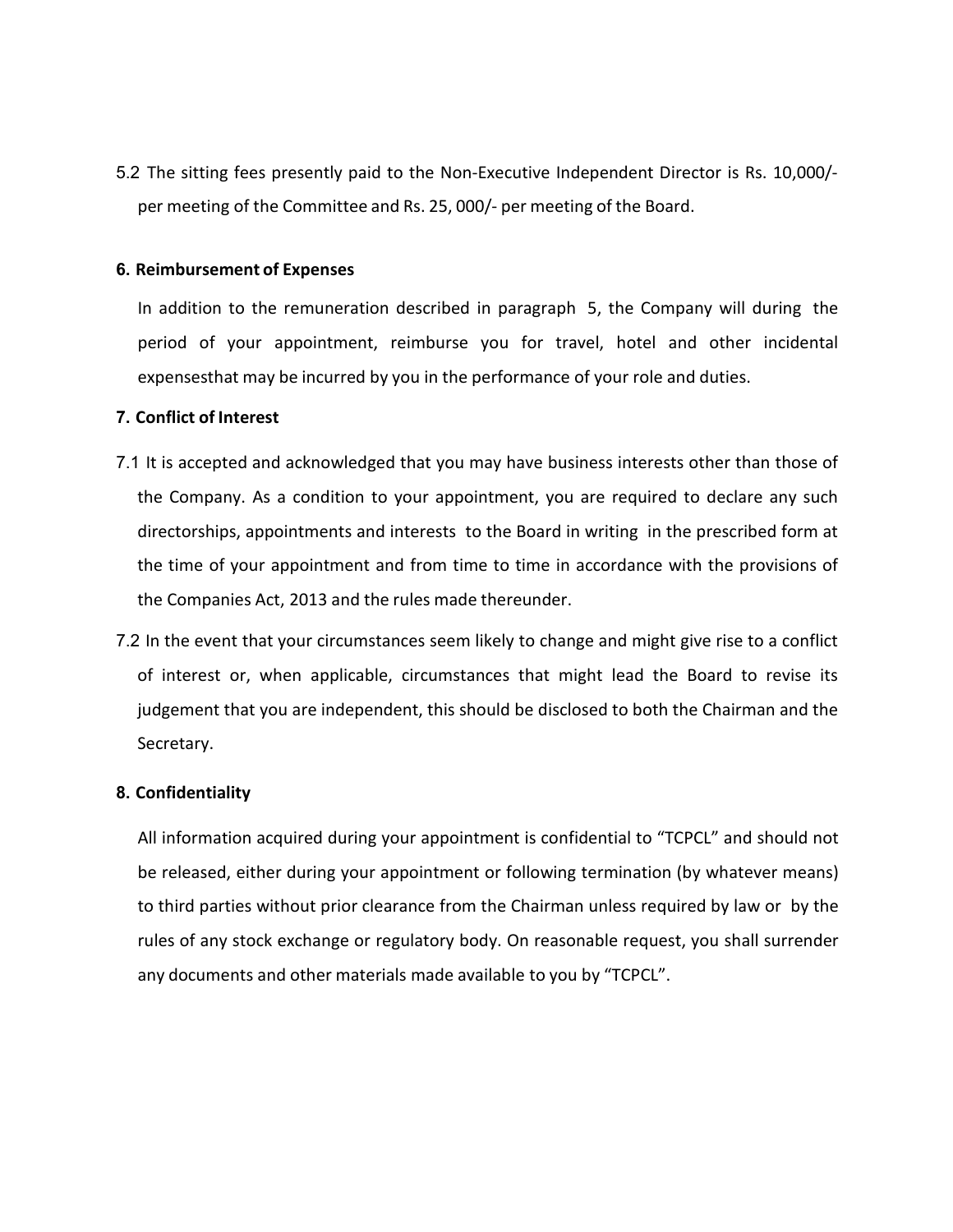5.2 The sitting fees presently paid to the Non-Executive Independent Director is Rs. 10,000/- per meeting of the Committee and Rs. 25, 000/- per meeting of the Board.

**6. Reimbursement of Expenses**

In addition to the remuneration described in paragraph 5, the Company will during the period of your appointment, reimburse you for travel, hotel and other incidental expensesthat may be incurred by you in the performance of your role and duties.

**7. Conflict of Interest**

7.1 It is accepted and acknowledged that you may have business interests other than those of the Company. As a condition to your appointment, you are required to declare any such directorships, appointments and interests to the Board in writing in the prescribed form at the time of your appointment and from time to time in accordance with the provisions of the Companies Act, 2013 and the rules made thereunder.

7.2 In the event that your circumstances seem likely to change and might give rise to a conflict of interest or, when applicable, circumstances that might lead the Board to revise its judgement that you are independent, this should be disclosed to both the Chairman and the Secretary.

**8. Confidentiality**

All information acquired during your appointment is confidential to "TCPCL" and should not be released, either during your appointment or following termination (by whatever means) to third parties without prior clearance from the Chairman unless required by law or by the rules of any stock exchange or regulatory body. On reasonable request, you shall surrender any documents and other materials made available to you by "TCPCL".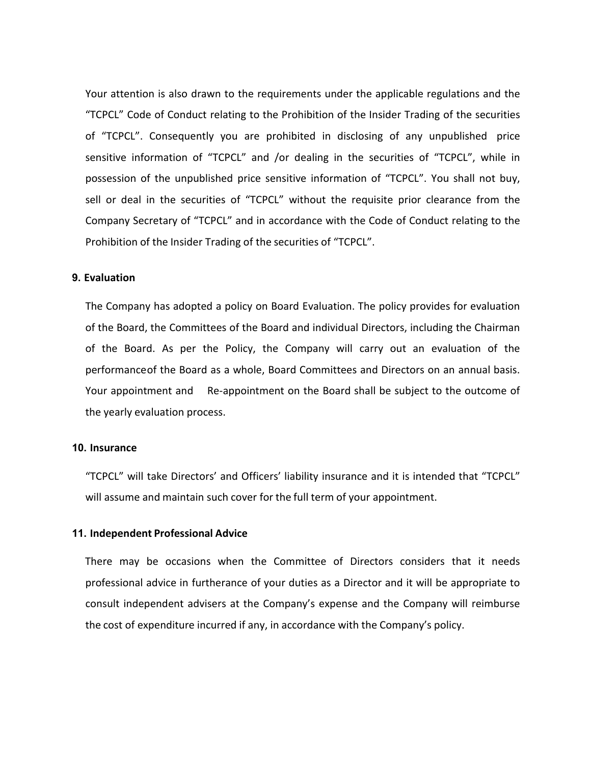Your attention is also drawn to the requirements under the applicable regulations and the "TCPCL" Code of Conduct relating to the Prohibition of the Insider Trading of the securities of "TCPCL". Consequently you are prohibited in disclosing of any unpublished price sensitive information of "TCPCL" and /or dealing in the securities of "TCPCL", while in possession of the unpublished price sensitive information of "TCPCL". You shall not buy, sell or deal in the securities of "TCPCL" without the requisite prior clearance from the Company Secretary of "TCPCL" and in accordance with the Code of Conduct relating to the Prohibition of the Insider Trading of the securities of "TCPCL".

**9. Evaluation**

The Company has adopted a policy on Board Evaluation. The policy provides for evaluation of the Board, the Committees of the Board and individual Directors, including the Chairman of the Board. As per the Policy, the Company will carry out an evaluation of the performanceof the Board as a whole, Board Committees and Directors on an annual basis. Your appointment and Re-appointment on the Board shall be subject to the outcome of the yearly evaluation process.

**10. Insurance**

"TCPCL" will take Directors' and Officers' liability insurance and it is intended that "TCPCL" will assume and maintain such cover for the full term of your appointment.

**11. Independent Professional Advice**

There may be occasions when the Committee of Directors considers that it needs professional advice in furtherance of your duties as a Director and it will be appropriate to consult independent advisers at the Company's expense and the Company will reimburse the cost of expenditure incurred if any, in accordance with the Company's policy.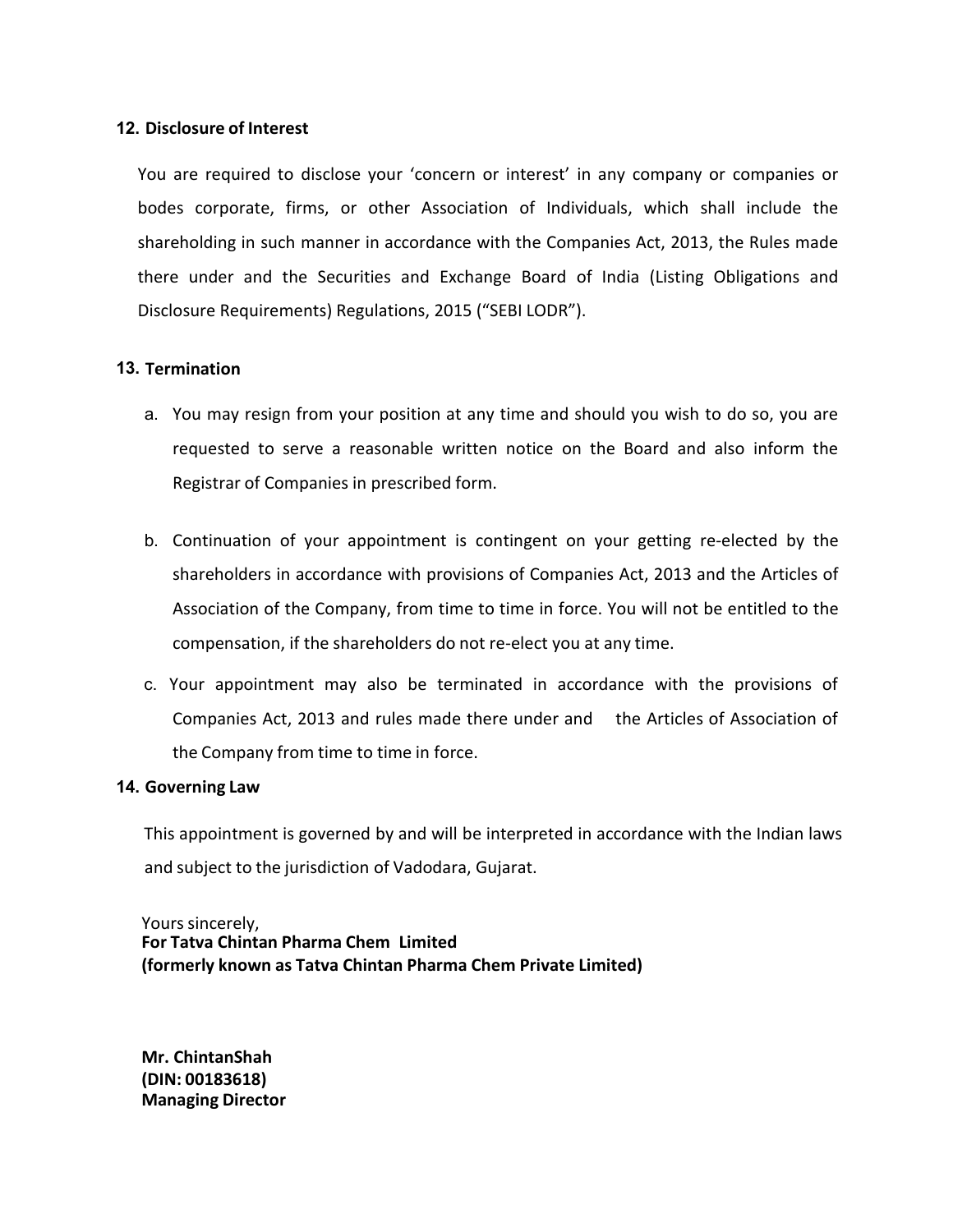## 12. Disclosure of Interest

You are required to disclose your 'concern or interest' in any company or companies or bodes corporate, firms, or other Association of Individuals, which shall include the shareholding in such manner in accordance with the Companies Act, 2013, the Rules made there under and the Securities and Exchange Board of India (Listing Obligations and Disclosure Requirements) Regulations, 2015 ("SEBI LODR").

## 13. Termination

a. You may resign from your position at any time and should you wish to do so, you are requested to serve a reasonable written notice on the Board and also inform the Registrar of Companies in prescribed form.

b. Continuation of your appointment is contingent on your getting re-elected by the shareholders in accordance with provisions of Companies Act, 2013 and the Articles of Association of the Company, from time to time in force. You will not be entitled to the compensation, if the shareholders do not re-elect you at any time.

c. Your appointment may also be terminated in accordance with the provisions of Companies Act, 2013 and rules made there under and the Articles of Association of the Company from time to time in force.

## 14. Governing Law

This appointment is governed by and will be interpreted in accordance with the Indian laws and subject to the jurisdiction of Vadodara, Gujarat.

Yours sincerely,
**For Tatva Chintan Pharma Chem Limited**
**(formerly known as Tatva Chintan Pharma Chem Private Limited)**

**Mr. ChintanShah**
**(DIN: 00183618)**
**Managing Director**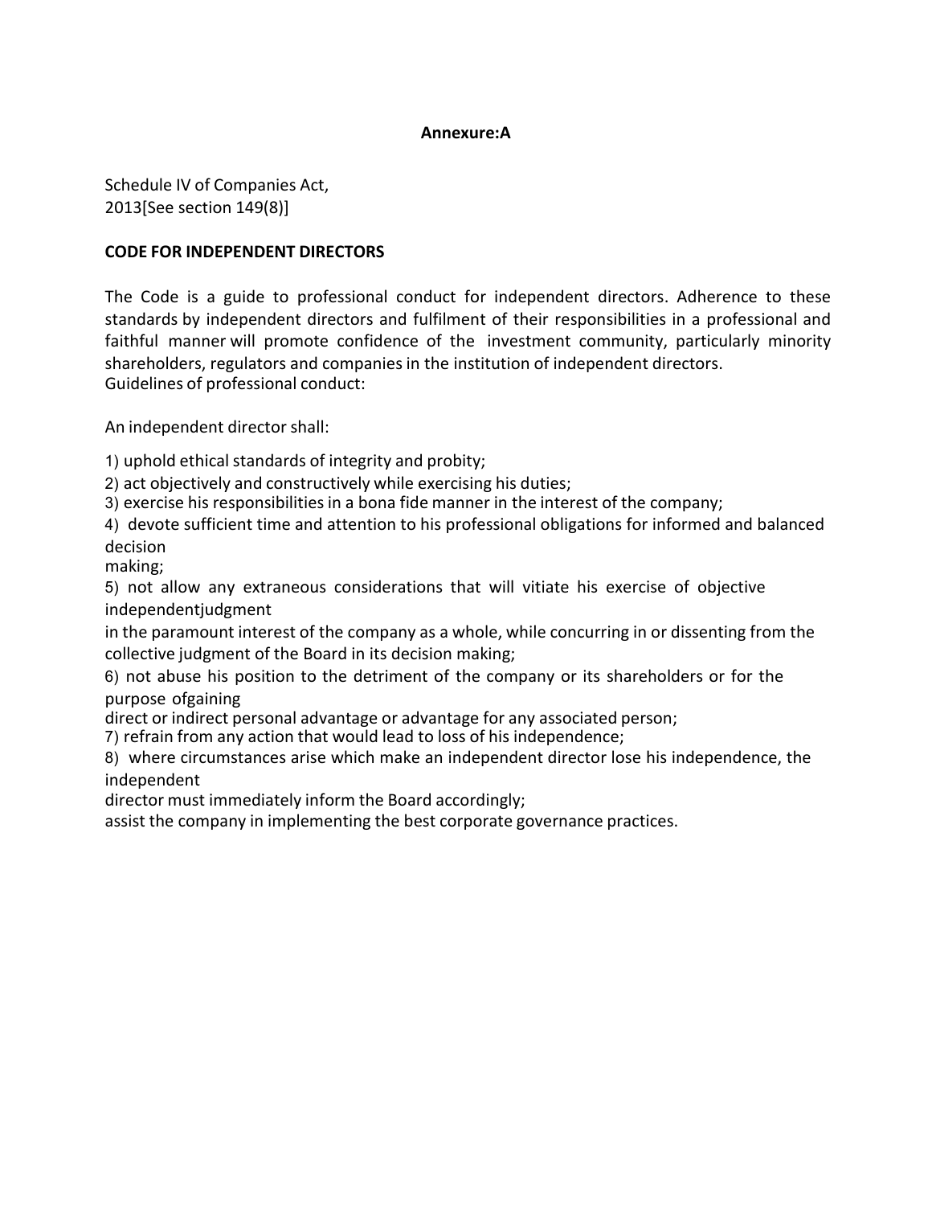**Annexure:A**

Schedule IV of Companies Act, 2013[See section 149(8)]

**CODE FOR INDEPENDENT DIRECTORS**

The Code is a guide to professional conduct for independent directors. Adherence to these standards by independent directors and fulfilment of their responsibilities in a professional and faithful manner will promote confidence of the investment community, particularly minority shareholders, regulators and companies in the institution of independent directors.
Guidelines of professional conduct:

An independent director shall:

1) uphold ethical standards of integrity and probity;
2) act objectively and constructively while exercising his duties;
3) exercise his responsibilities in a bona fide manner in the interest of the company;
4) devote sufficient time and attention to his professional obligations for informed and balanced decision making;
5) not allow any extraneous considerations that will vitiate his exercise of objective independentjudgment in the paramount interest of the company as a whole, while concurring in or dissenting from the collective judgment of the Board in its decision making;
6) not abuse his position to the detriment of the company or its shareholders or for the purpose ofgaining direct or indirect personal advantage or advantage for any associated person;
7) refrain from any action that would lead to loss of his independence;
8) where circumstances arise which make an independent director lose his independence, the independent director must immediately inform the Board accordingly;

assist the company in implementing the best corporate governance practices.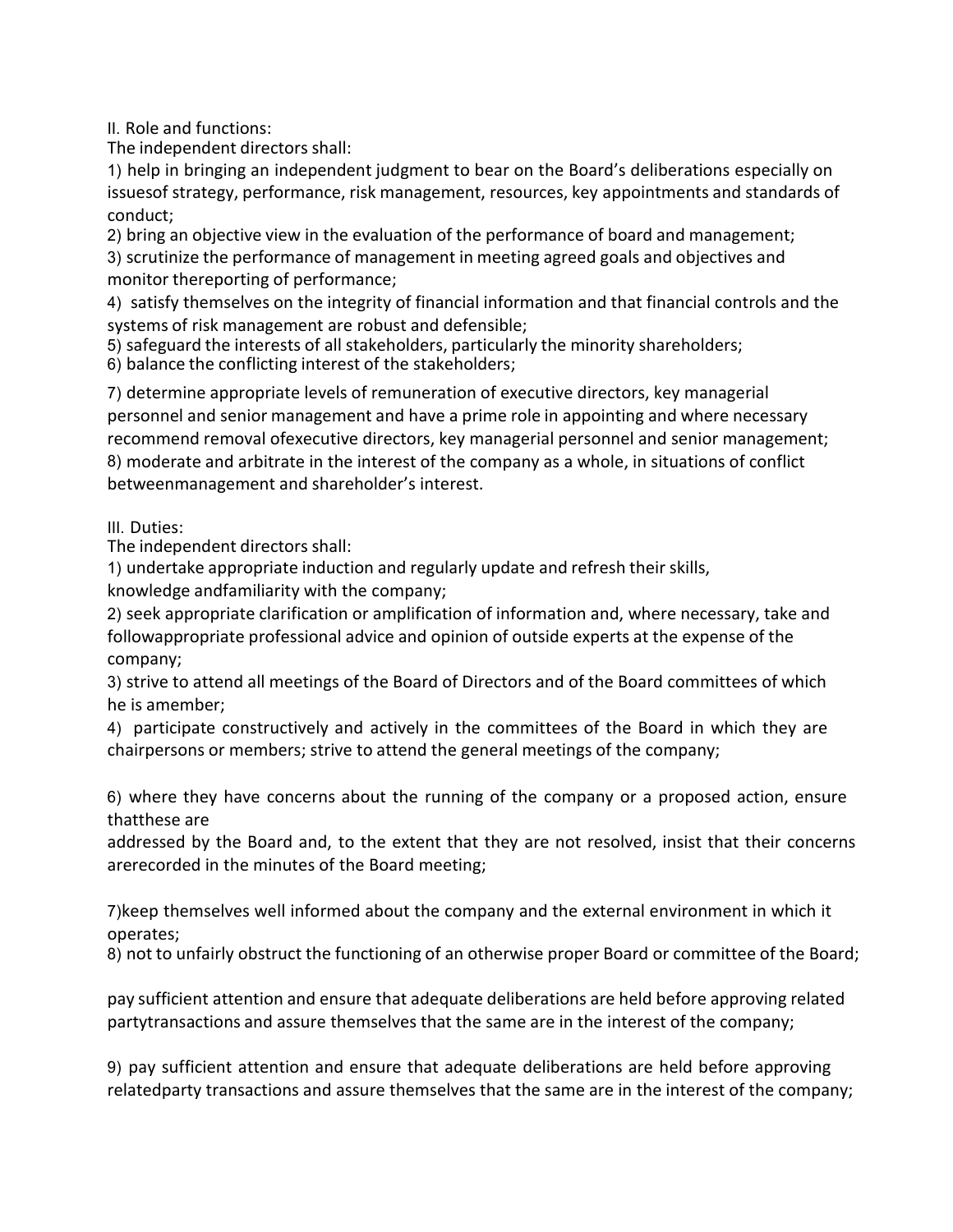II. Role and functions:

The independent directors shall:

1) help in bringing an independent judgment to bear on the Board's deliberations especially on issuesof strategy, performance, risk management, resources, key appointments and standards of conduct;

2) bring an objective view in the evaluation of the performance of board and management;

3) scrutinize the performance of management in meeting agreed goals and objectives and monitor thereporting of performance;

4) satisfy themselves on the integrity of financial information and that financial controls and the systems of risk management are robust and defensible;

5) safeguard the interests of all stakeholders, particularly the minority shareholders;

6) balance the conflicting interest of the stakeholders;

7) determine appropriate levels of remuneration of executive directors, key managerial personnel and senior management and have a prime role in appointing and where necessary recommend removal ofexecutive directors, key managerial personnel and senior management;

8) moderate and arbitrate in the interest of the company as a whole, in situations of conflict betweenmanagement and shareholder's interest.

III. Duties:

The independent directors shall:

1) undertake appropriate induction and regularly update and refresh their skills, knowledge andfamiliarity with the company;

2) seek appropriate clarification or amplification of information and, where necessary, take and followappropriate professional advice and opinion of outside experts at the expense of the company;

3) strive to attend all meetings of the Board of Directors and of the Board committees of which he is amember;

4) participate constructively and actively in the committees of the Board in which they are chairpersons or members; strive to attend the general meetings of the company;

6) where they have concerns about the running of the company or a proposed action, ensure thatthese are addressed by the Board and, to the extent that they are not resolved, insist that their concerns arerecorded in the minutes of the Board meeting;

7)keep themselves well informed about the company and the external environment in which it operates;

8) not to unfairly obstruct the functioning of an otherwise proper Board or committee of the Board;

pay sufficient attention and ensure that adequate deliberations are held before approving related partytransactions and assure themselves that the same are in the interest of the company;

9) pay sufficient attention and ensure that adequate deliberations are held before approving relatedparty transactions and assure themselves that the same are in the interest of the company;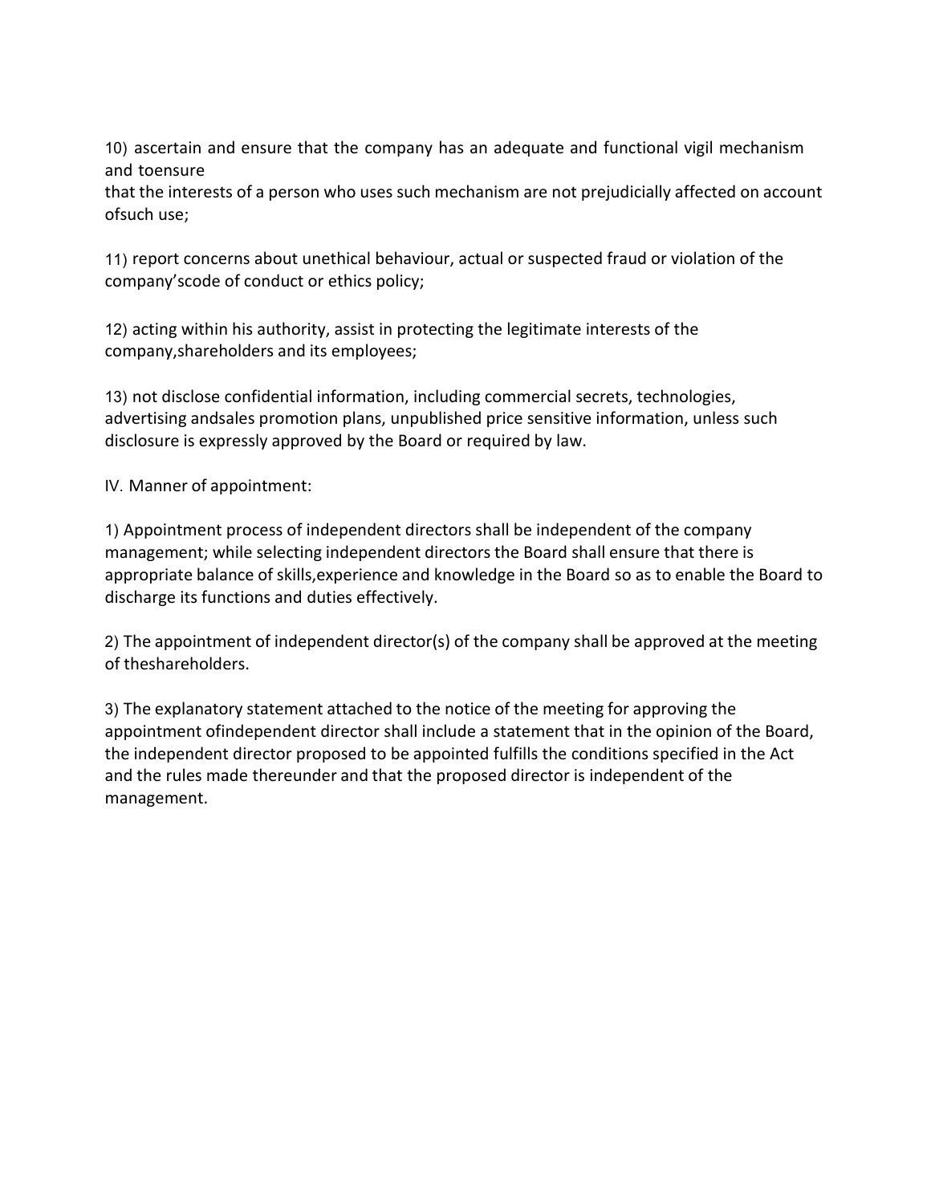10) ascertain and ensure that the company has an adequate and functional vigil mechanism and toensure
that the interests of a person who uses such mechanism are not prejudicially affected on account ofsuch use;

11) report concerns about unethical behaviour, actual or suspected fraud or violation of the company'scode of conduct or ethics policy;

12) acting within his authority, assist in protecting the legitimate interests of the company,shareholders and its employees;

13) not disclose confidential information, including commercial secrets, technologies, advertising andsales promotion plans, unpublished price sensitive information, unless such disclosure is expressly approved by the Board or required by law.

IV. Manner of appointment:

1) Appointment process of independent directors shall be independent of the company management; while selecting independent directors the Board shall ensure that there is appropriate balance of skills,experience and knowledge in the Board so as to enable the Board to discharge its functions and duties effectively.

2) The appointment of independent director(s) of the company shall be approved at the meeting of theshareholders.

3) The explanatory statement attached to the notice of the meeting for approving the appointment ofindependent director shall include a statement that in the opinion of the Board, the independent director proposed to be appointed fulfills the conditions specified in the Act and the rules made thereunder and that the proposed director is independent of the management.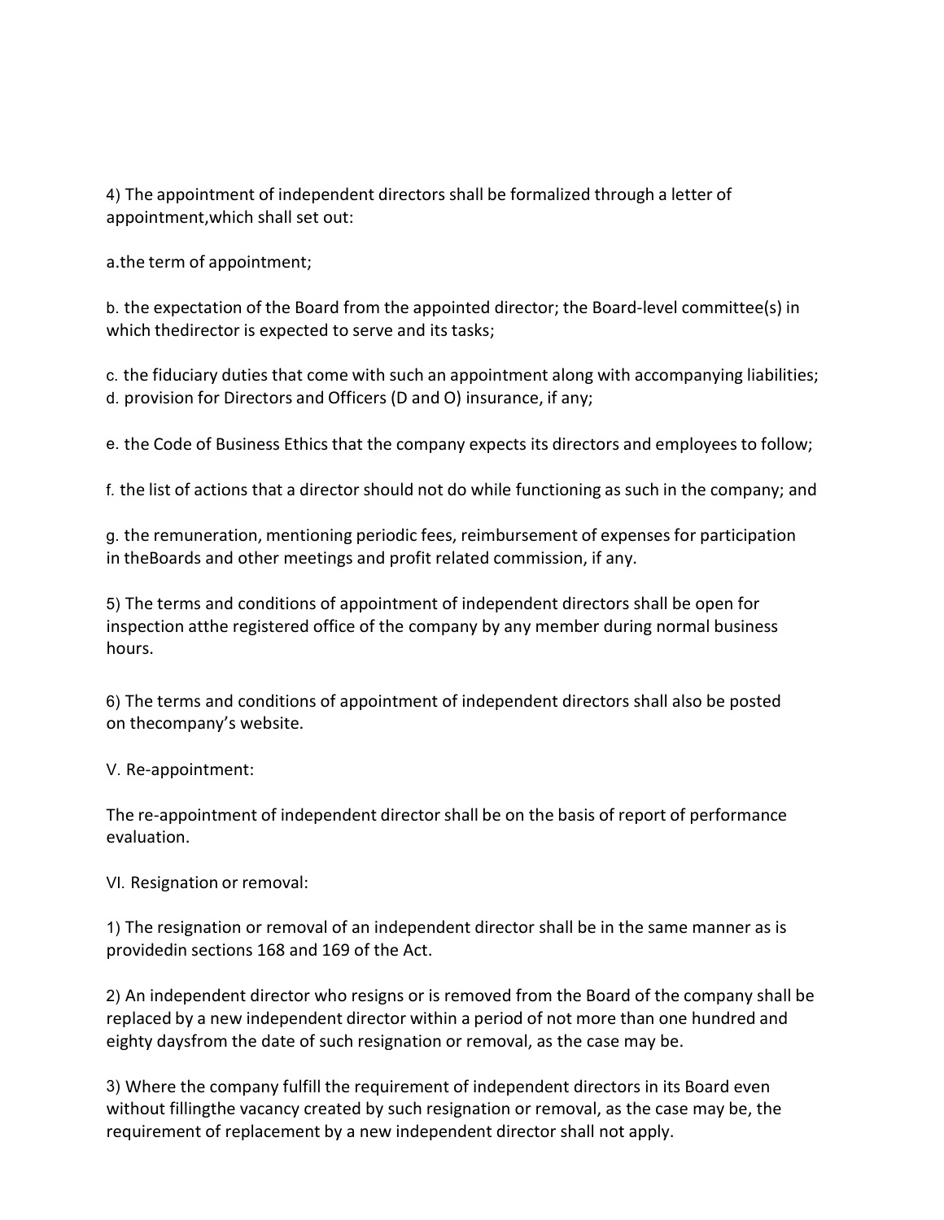4) The appointment of independent directors shall be formalized through a letter of appointment,which shall set out:

a.the term of appointment;

b. the expectation of the Board from the appointed director; the Board-level committee(s) in which thedirector is expected to serve and its tasks;

c. the fiduciary duties that come with such an appointment along with accompanying liabilities;
d. provision for Directors and Officers (D and O) insurance, if any;

e. the Code of Business Ethics that the company expects its directors and employees to follow;

f. the list of actions that a director should not do while functioning as such in the company; and

g. the remuneration, mentioning periodic fees, reimbursement of expenses for participation in theBoards and other meetings and profit related commission, if any.

5) The terms and conditions of appointment of independent directors shall be open for inspection atthe registered office of the company by any member during normal business hours.

6) The terms and conditions of appointment of independent directors shall also be posted on thecompany's website.

V. Re-appointment:

The re-appointment of independent director shall be on the basis of report of performance evaluation.

VI. Resignation or removal:

1) The resignation or removal of an independent director shall be in the same manner as is providedin sections 168 and 169 of the Act.

2) An independent director who resigns or is removed from the Board of the company shall be replaced by a new independent director within a period of not more than one hundred and eighty daysfrom the date of such resignation or removal, as the case may be.

3) Where the company fulfill the requirement of independent directors in its Board even without fillingthe vacancy created by such resignation or removal, as the case may be, the requirement of replacement by a new independent director shall not apply.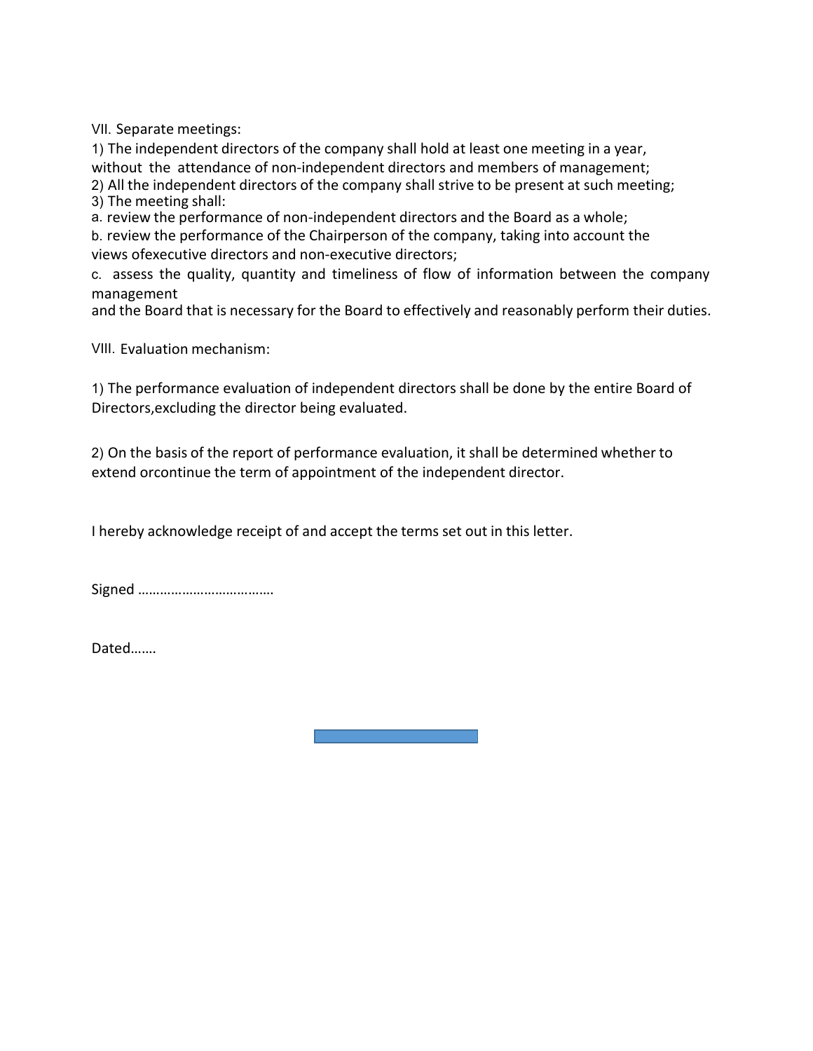VII. Separate meetings:

1) The independent directors of the company shall hold at least one meeting in a year, without the attendance of non-independent directors and members of management;

2) All the independent directors of the company shall strive to be present at such meeting;

3) The meeting shall:

a. review the performance of non-independent directors and the Board as a whole;

b. review the performance of the Chairperson of the company, taking into account the views ofexecutive directors and non-executive directors;

c. assess the quality, quantity and timeliness of flow of information between the company management and the Board that is necessary for the Board to effectively and reasonably perform their duties.

VIII. Evaluation mechanism:

1) The performance evaluation of independent directors shall be done by the entire Board of Directors,excluding the director being evaluated.

2) On the basis of the report of performance evaluation, it shall be determined whether to extend orcontinue the term of appointment of the independent director.

I hereby acknowledge receipt of and accept the terms set out in this letter.

Signed ………………………………

Dated……